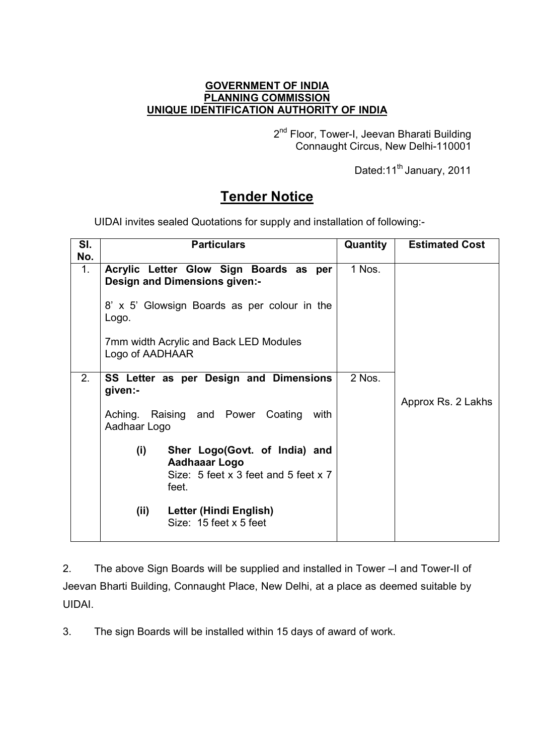**GOVERNMENT OF INDIA**
**PLANNING COMMISSION**
**UNIQUE IDENTIFICATION AUTHORITY OF INDIA**

2nd Floor, Tower-I, Jeevan Bharati Building
Connaught Circus, New Delhi-110001

Dated:11th January, 2011

# Tender Notice

UIDAI invites sealed Quotations for supply and installation of following:-

| Sl. No. | Particulars | Quantity | Estimated Cost |
|---|---|---|---|
| 1. | **Acrylic Letter Glow Sign Boards as per Design and Dimensions given:-**<br><br>8' x 5' Glowsign Boards as per colour in the Logo.<br><br>7mm width Acrylic and Back LED Modules Logo of AADHAAR | 1 Nos. | Approx Rs. 2 Lakhs |
| 2. | **SS Letter as per Design and Dimensions given:-**<br><br>Aching. Raising and Power Coating with Aadhaar Logo<br><br>**(i) Sher Logo(Govt. of India) and Aadhaaar Logo**<br>Size: 5 feet x 3 feet and 5 feet x 7 feet.<br><br>**(ii) Letter (Hindi English)**<br>Size: 15 feet x 5 feet | 2 Nos. | |

2. The above Sign Boards will be supplied and installed in Tower –I and Tower-II of Jeevan Bharti Building, Connaught Place, New Delhi, at a place as deemed suitable by UIDAI.

3. The sign Boards will be installed within 15 days of award of work.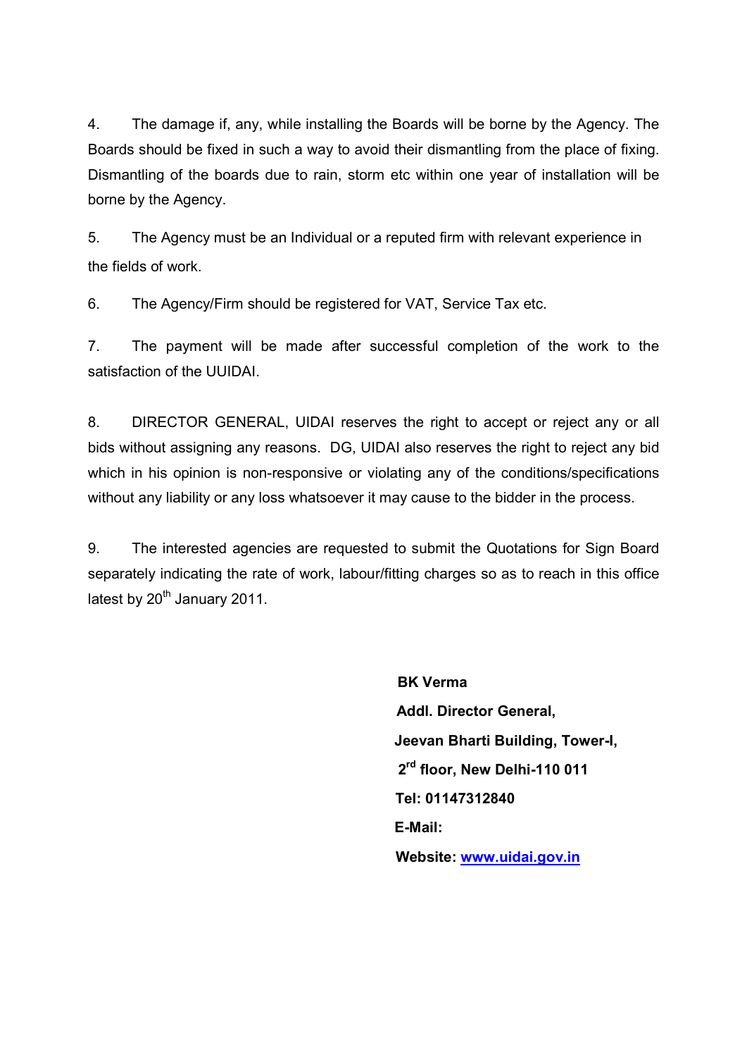4. The damage if, any, while installing the Boards will be borne by the Agency. The Boards should be fixed in such a way to avoid their dismantling from the place of fixing. Dismantling of the boards due to rain, storm etc within one year of installation will be borne by the Agency.

5. The Agency must be an Individual or a reputed firm with relevant experience in the fields of work.

6. The Agency/Firm should be registered for VAT, Service Tax etc.

7. The payment will be made after successful completion of the work to the satisfaction of the UUIDAI.

8. DIRECTOR GENERAL, UIDAI reserves the right to accept or reject any or all bids without assigning any reasons. DG, UIDAI also reserves the right to reject any bid which in his opinion is non-responsive or violating any of the conditions/specifications without any liability or any loss whatsoever it may cause to the bidder in the process.

9. The interested agencies are requested to submit the Quotations for Sign Board separately indicating the rate of work, labour/fitting charges so as to reach in this office latest by 20th January 2011.

**BK Verma**
**Addl. Director General,**
**Jeevan Bharti Building, Tower-I,**
**2nd floor, New Delhi-110 011**
**Tel: 01147312840**
**E-Mail:**
**Website: www.uidai.gov.in**